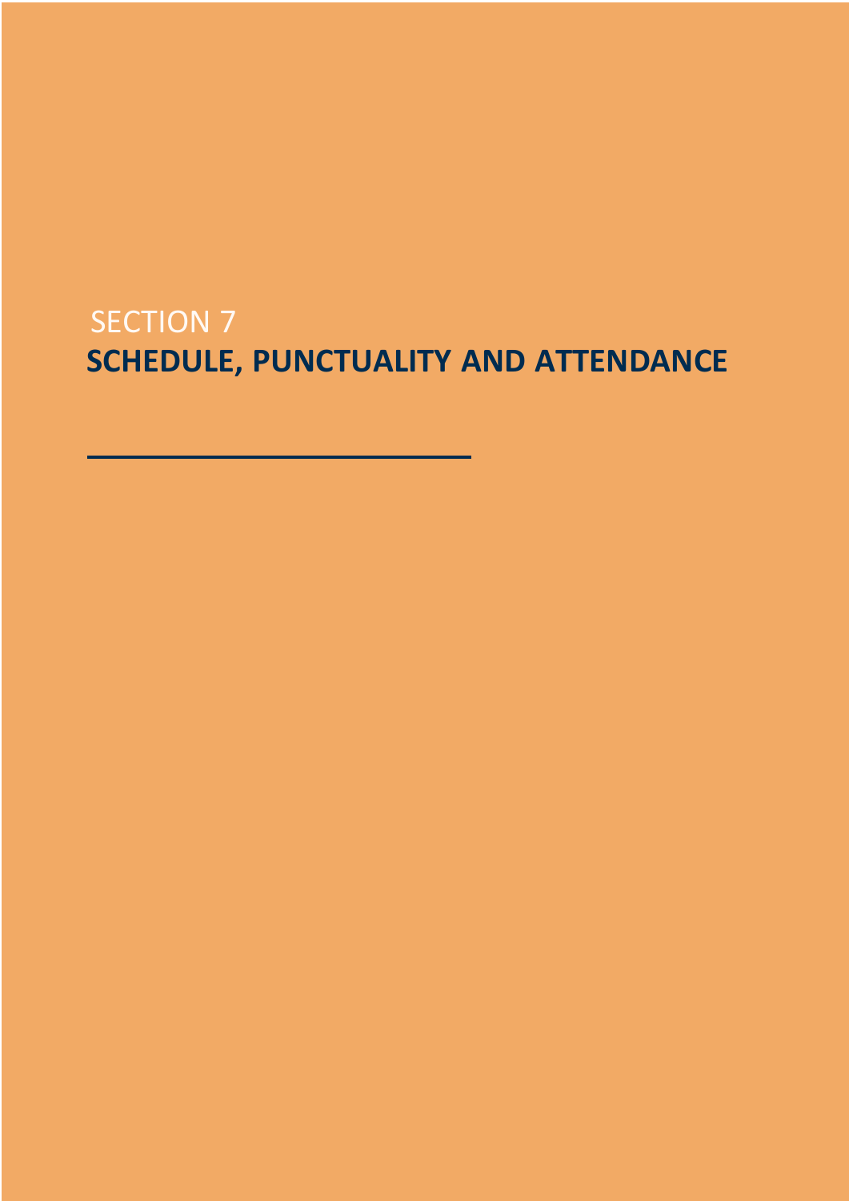SECTION 7

# SCHEDULE, PUNCTUALITY AND ATTENDANCE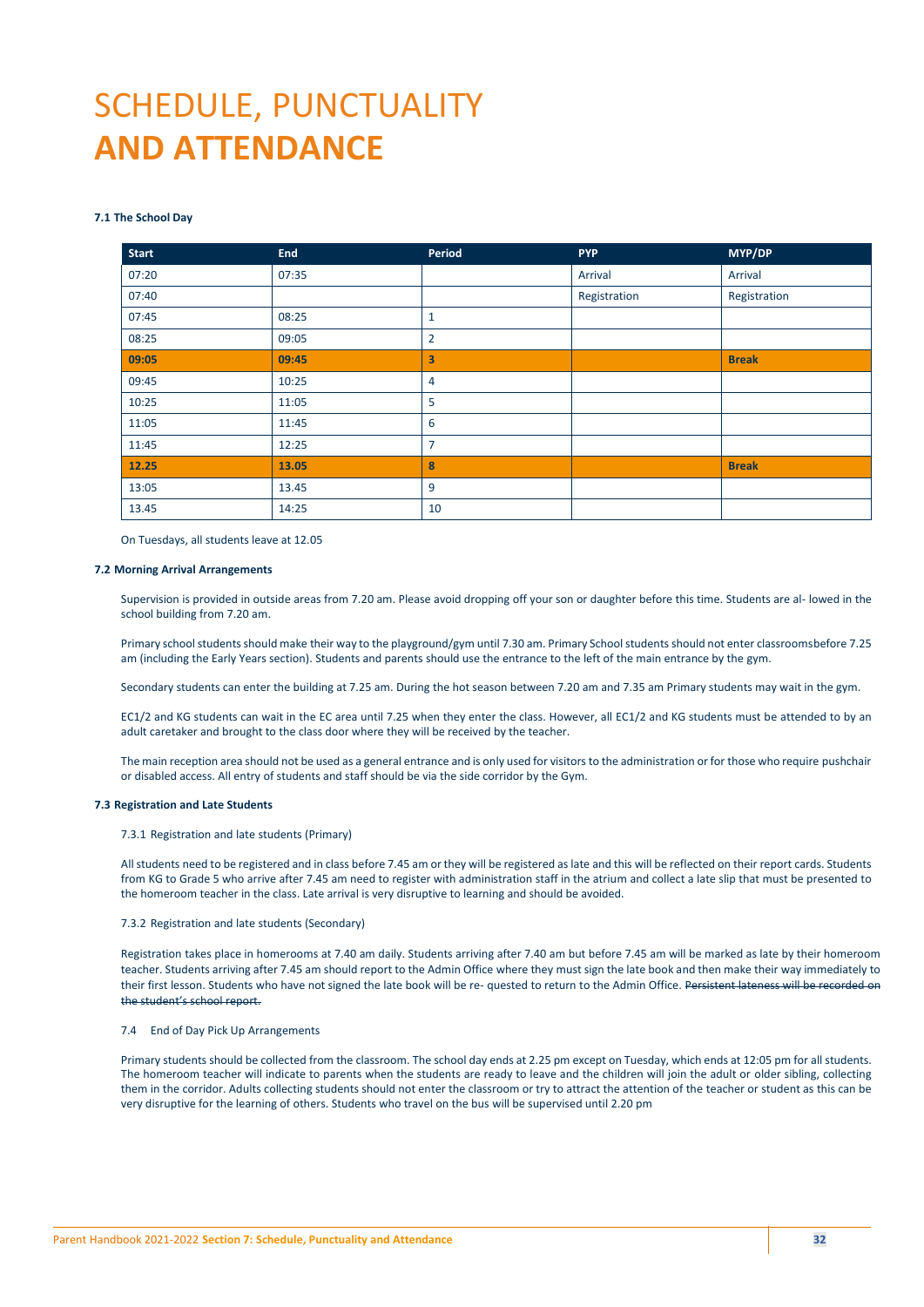# SCHEDULE, PUNCTUALITY **AND ATTENDANCE**

#### 7.1 The School Day

| Start | End | Period | PYP | MYP/DP |
|---|---|---|---|---|
| 07:20 | 07:35 | | Arrival | Arrival |
| 07:40 | | | Registration | Registration |
| 07:45 | 08:25 | 1 | | |
| 08:25 | 09:05 | 2 | | |
| **09:05** | **09:45** | **3** | | **Break** |
| 09:45 | 10:25 | 4 | | |
| 10:25 | 11:05 | 5 | | |
| 11:05 | 11:45 | 6 | | |
| 11:45 | 12:25 | 7 | | |
| **12.25** | **13.05** | **8** | | **Break** |
| 13:05 | 13.45 | 9 | | |
| 13.45 | 14:25 | 10 | | |

On Tuesdays, all students leave at 12.05

#### 7.2 Morning Arrival Arrangements

Supervision is provided in outside areas from 7.20 am. Please avoid dropping off your son or daughter before this time. Students are al- lowed in the school building from 7.20 am.

Primary school students should make their way to the playground/gym until 7.30 am. Primary School students should not enter classroomsbefore 7.25 am (including the Early Years section). Students and parents should use the entrance to the left of the main entrance by the gym.

Secondary students can enter the building at 7.25 am. During the hot season between 7.20 am and 7.35 am Primary students may wait in the gym.

EC1/2 and KG students can wait in the EC area until 7.25 when they enter the class. However, all EC1/2 and KG students must be attended to by an adult caretaker and brought to the class door where they will be received by the teacher.

The main reception area should not be used as a general entrance and is only used for visitors to the administration or for those who require pushchair or disabled access. All entry of students and staff should be via the side corridor by the Gym.

#### 7.3 Registration and Late Students

7.3.1 Registration and late students (Primary)

All students need to be registered and in class before 7.45 am or they will be registered as late and this will be reflected on their report cards. Students from KG to Grade 5 who arrive after 7.45 am need to register with administration staff in the atrium and collect a late slip that must be presented to the homeroom teacher in the class. Late arrival is very disruptive to learning and should be avoided.

7.3.2 Registration and late students (Secondary)

Registration takes place in homerooms at 7.40 am daily. Students arriving after 7.40 am but before 7.45 am will be marked as late by their homeroom teacher. Students arriving after 7.45 am should report to the Admin Office where they must sign the late book and then make their way immediately to their first lesson. Students who have not signed the late book will be re- quested to return to the Admin Office. ~~Persistent lateness will be recorded on the student's school report.~~

7.4 End of Day Pick Up Arrangements

Primary students should be collected from the classroom. The school day ends at 2.25 pm except on Tuesday, which ends at 12:05 pm for all students. The homeroom teacher will indicate to parents when the students are ready to leave and the children will join the adult or older sibling, collecting them in the corridor. Adults collecting students should not enter the classroom or try to attract the attention of the teacher or student as this can be very disruptive for the learning of others. Students who travel on the bus will be supervised until 2.20 pm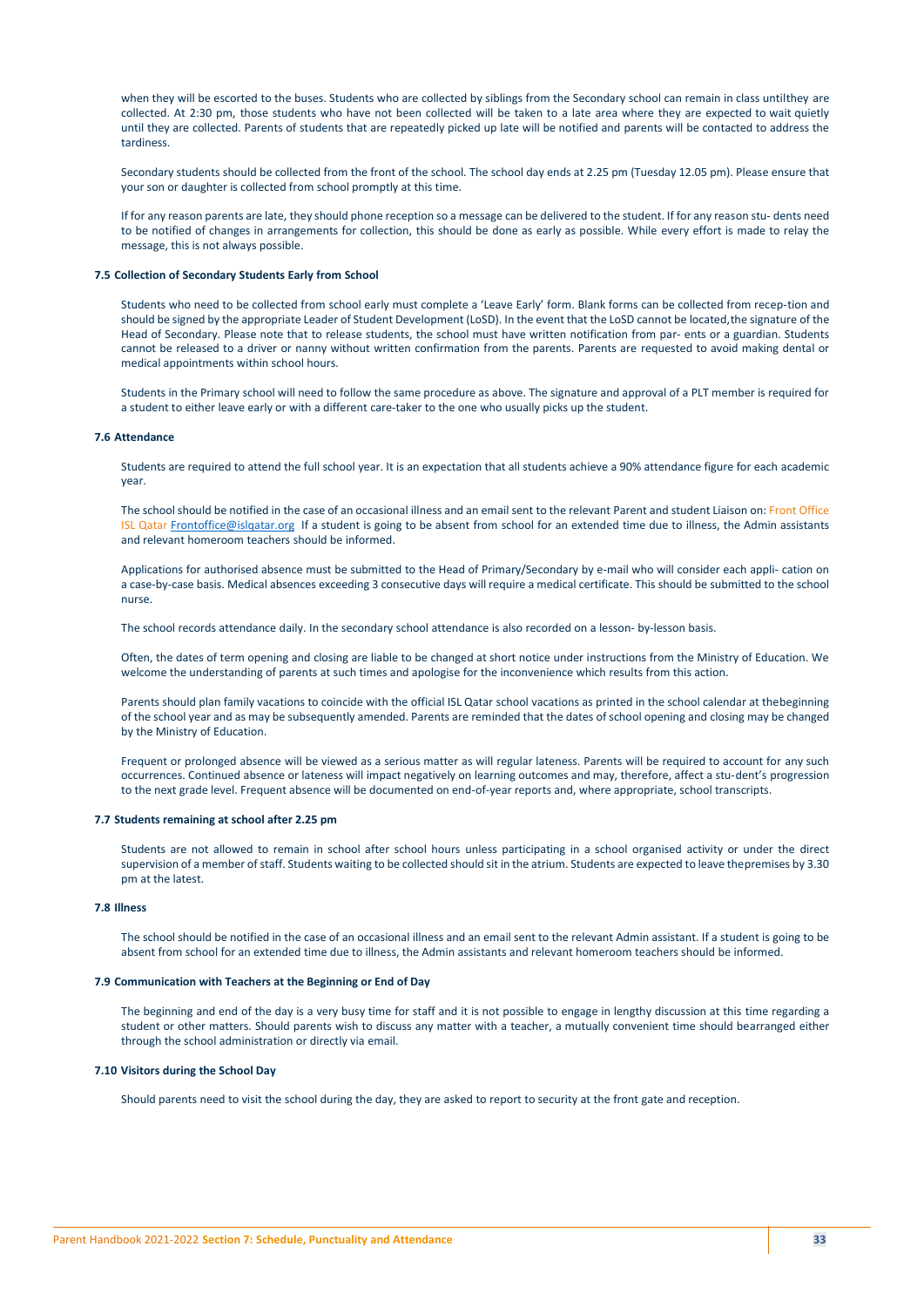when they will be escorted to the buses. Students who are collected by siblings from the Secondary school can remain in class untilthey are collected. At 2:30 pm, those students who have not been collected will be taken to a late area where they are expected to wait quietly until they are collected. Parents of students that are repeatedly picked up late will be notified and parents will be contacted to address the tardiness.

Secondary students should be collected from the front of the school. The school day ends at 2.25 pm (Tuesday 12.05 pm). Please ensure that your son or daughter is collected from school promptly at this time.

If for any reason parents are late, they should phone reception so a message can be delivered to the student. If for any reason stu- dents need to be notified of changes in arrangements for collection, this should be done as early as possible. While every effort is made to relay the message, this is not always possible.

### 7.5 Collection of Secondary Students Early from School

Students who need to be collected from school early must complete a 'Leave Early' form. Blank forms can be collected from recep-tion and should be signed by the appropriate Leader of Student Development (LoSD). In the event that the LoSD cannot be located,the signature of the Head of Secondary. Please note that to release students, the school must have written notification from par- ents or a guardian. Students cannot be released to a driver or nanny without written confirmation from the parents. Parents are requested to avoid making dental or medical appointments within school hours.

Students in the Primary school will need to follow the same procedure as above. The signature and approval of a PLT member is required for a student to either leave early or with a different care-taker to the one who usually picks up the student.

### 7.6 Attendance

Students are required to attend the full school year. It is an expectation that all students achieve a 90% attendance figure for each academic year.

The school should be notified in the case of an occasional illness and an email sent to the relevant Parent and student Liaison on: Front Office ISL Qatar Frontoffice@islqatar.org If a student is going to be absent from school for an extended time due to illness, the Admin assistants and relevant homeroom teachers should be informed.

Applications for authorised absence must be submitted to the Head of Primary/Secondary by e-mail who will consider each appli- cation on a case-by-case basis. Medical absences exceeding 3 consecutive days will require a medical certificate. This should be submitted to the school nurse.

The school records attendance daily. In the secondary school attendance is also recorded on a lesson- by-lesson basis.

Often, the dates of term opening and closing are liable to be changed at short notice under instructions from the Ministry of Education. We welcome the understanding of parents at such times and apologise for the inconvenience which results from this action.

Parents should plan family vacations to coincide with the official ISL Qatar school vacations as printed in the school calendar at thebeginning of the school year and as may be subsequently amended. Parents are reminded that the dates of school opening and closing may be changed by the Ministry of Education.

Frequent or prolonged absence will be viewed as a serious matter as will regular lateness. Parents will be required to account for any such occurrences. Continued absence or lateness will impact negatively on learning outcomes and may, therefore, affect a stu-dent's progression to the next grade level. Frequent absence will be documented on end-of-year reports and, where appropriate, school transcripts.

### 7.7 Students remaining at school after 2.25 pm

Students are not allowed to remain in school after school hours unless participating in a school organised activity or under the direct supervision of a member of staff. Students waiting to be collected should sit in the atrium. Students are expected to leave thepremises by 3.30 pm at the latest.

### 7.8 Illness

The school should be notified in the case of an occasional illness and an email sent to the relevant Admin assistant. If a student is going to be absent from school for an extended time due to illness, the Admin assistants and relevant homeroom teachers should be informed.

### 7.9 Communication with Teachers at the Beginning or End of Day

The beginning and end of the day is a very busy time for staff and it is not possible to engage in lengthy discussion at this time regarding a student or other matters. Should parents wish to discuss any matter with a teacher, a mutually convenient time should bearranged either through the school administration or directly via email.

### 7.10 Visitors during the School Day

Should parents need to visit the school during the day, they are asked to report to security at the front gate and reception.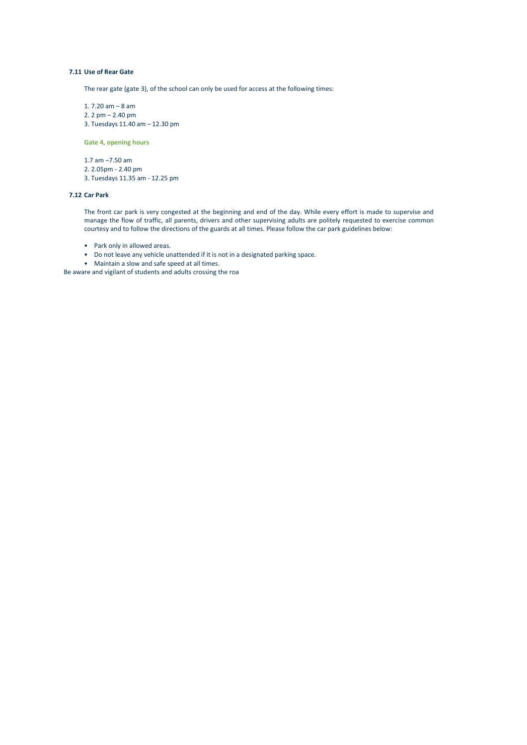### 7.11 Use of Rear Gate

The rear gate (gate 3), of the school can only be used for access at the following times:

1. 7.20 am – 8 am
2. 2 pm – 2.40 pm
3. Tuesdays 11.40 am – 12.30 pm

**Gate 4, opening hours**

1.7 am –7.50 am
2. 2.05pm - 2.40 pm
3. Tuesdays 11.35 am - 12.25 pm

### 7.12 Car Park

The front car park is very congested at the beginning and end of the day. While every effort is made to supervise and manage the flow of traffic, all parents, drivers and other supervising adults are politely requested to exercise common courtesy and to follow the directions of the guards at all times. Please follow the car park guidelines below:

- Park only in allowed areas.
- Do not leave any vehicle unattended if it is not in a designated parking space.
- Maintain a slow and safe speed at all times.

Be aware and vigilant of students and adults crossing the roa